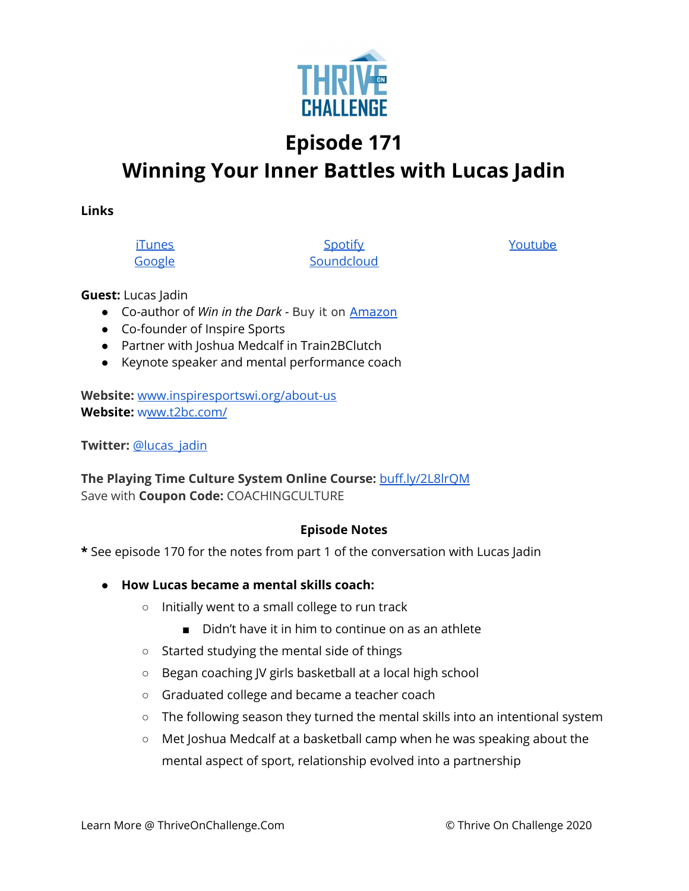# Episode 171
# Winning Your Inner Battles with Lucas Jadin

**Links**

[iTunes](#) [Spotify](#) [Youtube](#)
[Google](#) [Soundcloud](#)

**Guest:** Lucas Jadin
- Co-author of *Win in the Dark* - Buy it on [Amazon](#)
- Co-founder of Inspire Sports
- Partner with Joshua Medcalf in Train2BClutch
- Keynote speaker and mental performance coach

**Website:** [www.inspiresportswi.org/about-us](www.inspiresportswi.org/about-us)
**Website:** [www.t2bc.com/](www.t2bc.com/)

**Twitter:** [@lucas_jadin](#)

**The Playing Time Culture System Online Course:** [buff.ly/2L8lrQM](buff.ly/2L8lrQM)
Save with **Coupon Code:** COACHINGCULTURE

**Episode Notes**

**\*** See episode 170 for the notes from part 1 of the conversation with Lucas Jadin

- **How Lucas became a mental skills coach:**
  - Initially went to a small college to run track
    - Didn't have it in him to continue on as an athlete
  - Started studying the mental side of things
  - Began coaching JV girls basketball at a local high school
  - Graduated college and became a teacher coach
  - The following season they turned the mental skills into an intentional system
  - Met Joshua Medcalf at a basketball camp when he was speaking about the mental aspect of sport, relationship evolved into a partnership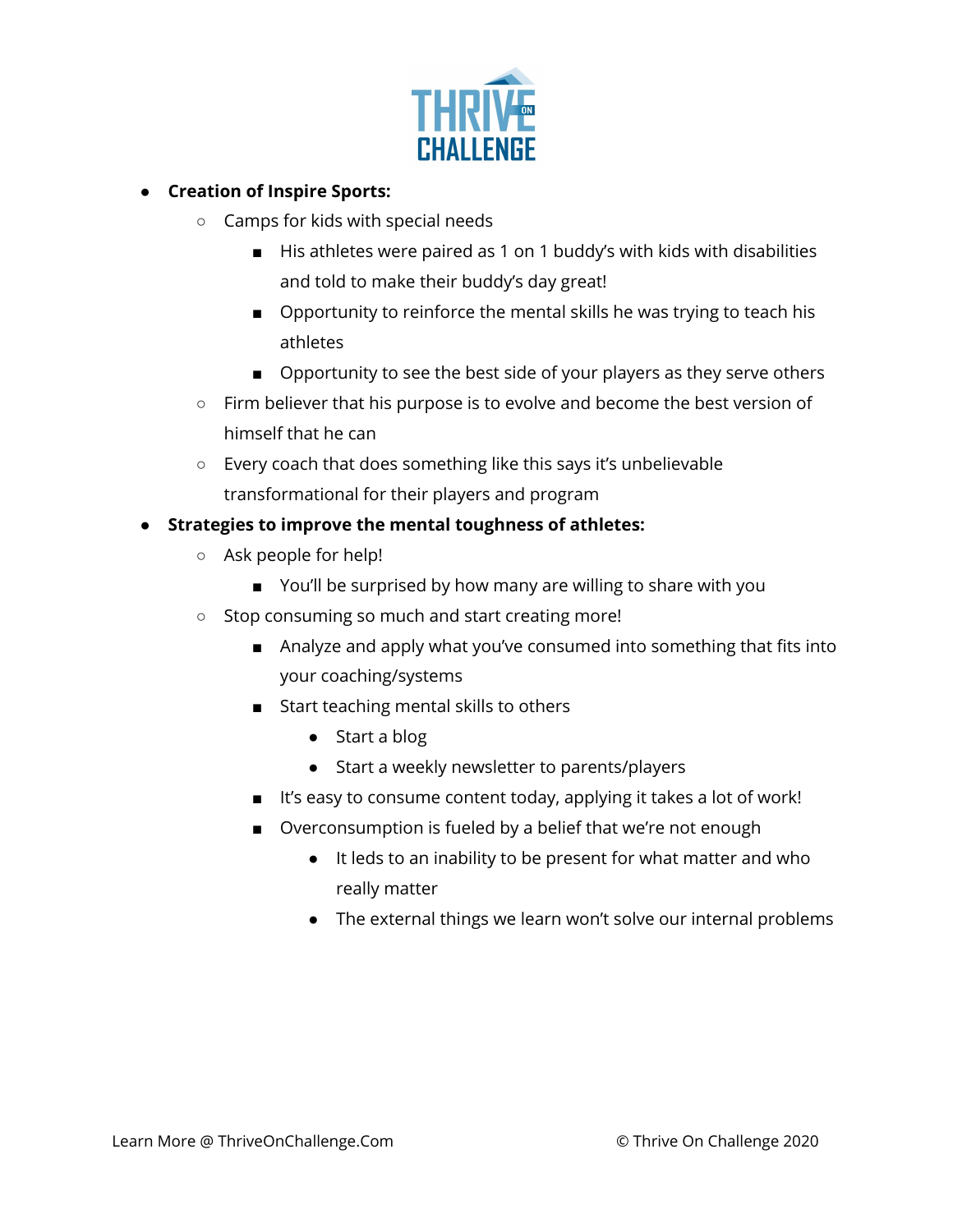- **Creation of Inspire Sports:**
  - Camps for kids with special needs
    - His athletes were paired as 1 on 1 buddy's with kids with disabilities and told to make their buddy's day great!
    - Opportunity to reinforce the mental skills he was trying to teach his athletes
    - Opportunity to see the best side of your players as they serve others
  - Firm believer that his purpose is to evolve and become the best version of himself that he can
  - Every coach that does something like this says it's unbelievable transformational for their players and program
- **Strategies to improve the mental toughness of athletes:**
  - Ask people for help!
    - You'll be surprised by how many are willing to share with you
  - Stop consuming so much and start creating more!
    - Analyze and apply what you've consumed into something that fits into your coaching/systems
    - Start teaching mental skills to others
      - Start a blog
      - Start a weekly newsletter to parents/players
    - It's easy to consume content today, applying it takes a lot of work!
    - Overconsumption is fueled by a belief that we're not enough
      - It leds to an inability to be present for what matter and who really matter
      - The external things we learn won't solve our internal problems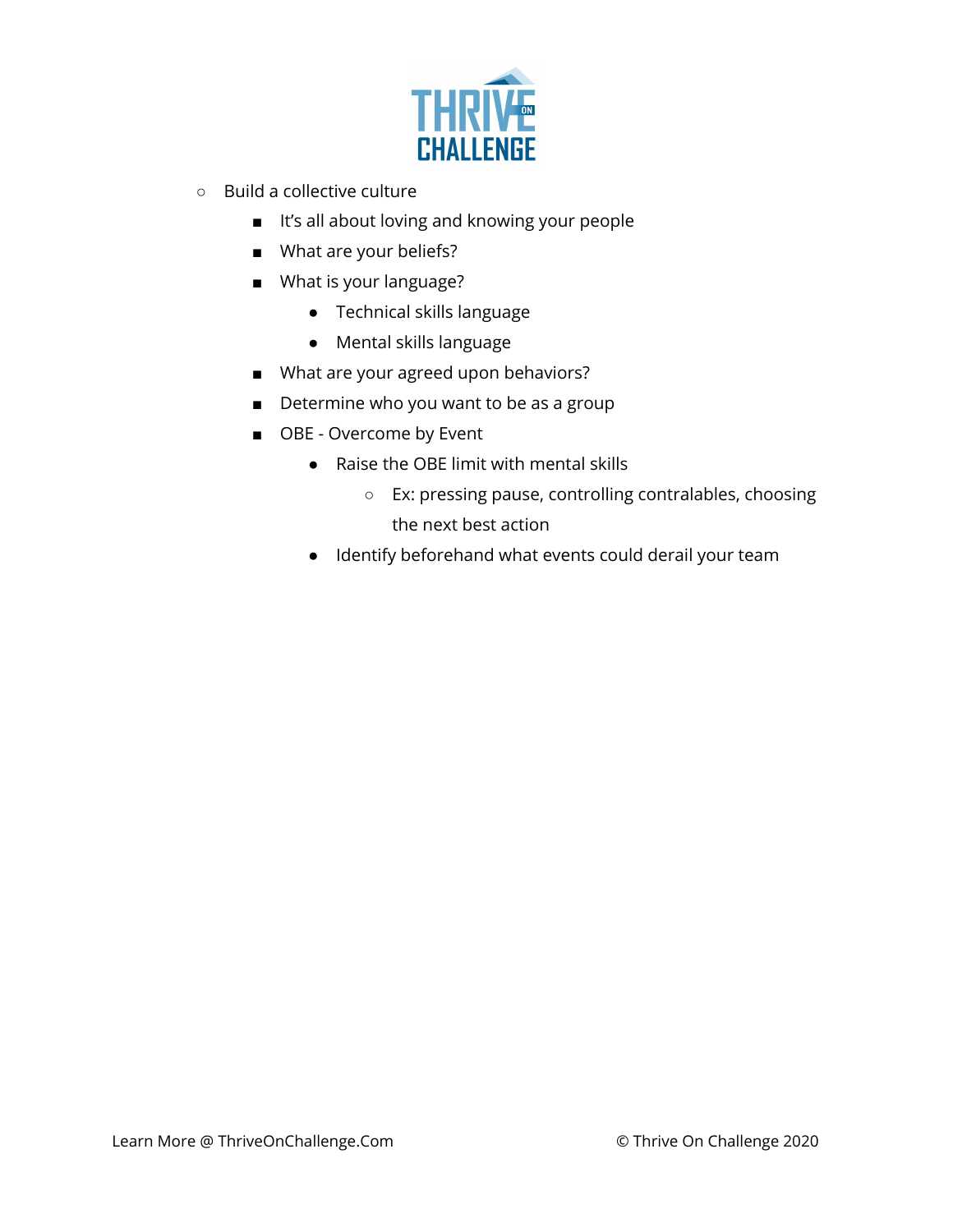- Build a collective culture
    - It’s all about loving and knowing your people
    - What are your beliefs?
    - What is your language?
        - Technical skills language
        - Mental skills language
    - What are your agreed upon behaviors?
    - Determine who you want to be as a group
    - OBE - Overcome by Event
        - Raise the OBE limit with mental skills
            - Ex: pressing pause, controlling contralables, choosing the next best action
        - Identify beforehand what events could derail your team